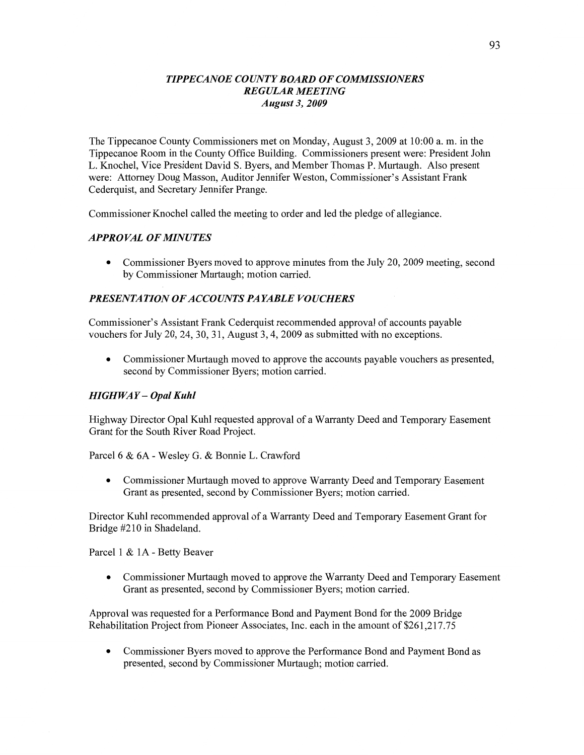# *TIPPECANOE COUNTY BOARD OF COMMISSIONERS*
## *REGULAR MEETING*
### *August 3, 2009*

The Tippecanoe County Commissioners met on Monday, August 3, 2009 at 10:00 a. m. in the Tippecanoe Room in the County Office Building. Commissioners present were: President John L. Knochel, Vice President David S. Byers, and Member Thomas P. Murtaugh. Also present were: Attorney Doug Masson, Auditor Jennifer Weston, Commissioner's Assistant Frank Cederquist, and Secretary Jennifer Prange.

Commissioner Knochel called the meeting to order and led the pledge of allegiance.

## *APPROVAL OF MINUTES*

- Commissioner Byers moved to approve minutes from the July 20, 2009 meeting, second by Commissioner Murtaugh; motion carried.

## *PRESENTATION OF ACCOUNTS PAYABLE VOUCHERS*

Commissioner's Assistant Frank Cederquist recommended approval of accounts payable vouchers for July 20, 24, 30, 31, August 3, 4, 2009 as submitted with no exceptions.

- Commissioner Murtaugh moved to approve the accounts payable vouchers as presented, second by Commissioner Byers; motion carried.

## *HIGHWAY – Opal Kuhl*

Highway Director Opal Kuhl requested approval of a Warranty Deed and Temporary Easement Grant for the South River Road Project.

Parcel 6 & 6A - Wesley G. & Bonnie L. Crawford

- Commissioner Murtaugh moved to approve Warranty Deed and Temporary Easement Grant as presented, second by Commissioner Byers; motion carried.

Director Kuhl recommended approval of a Warranty Deed and Temporary Easement Grant for Bridge #210 in Shadeland.

Parcel 1 & 1A - Betty Beaver

- Commissioner Murtaugh moved to approve the Warranty Deed and Temporary Easement Grant as presented, second by Commissioner Byers; motion carried.

Approval was requested for a Performance Bond and Payment Bond for the 2009 Bridge Rehabilitation Project from Pioneer Associates, Inc. each in the amount of $261,217.75

- Commissioner Byers moved to approve the Performance Bond and Payment Bond as presented, second by Commissioner Murtaugh; motion carried.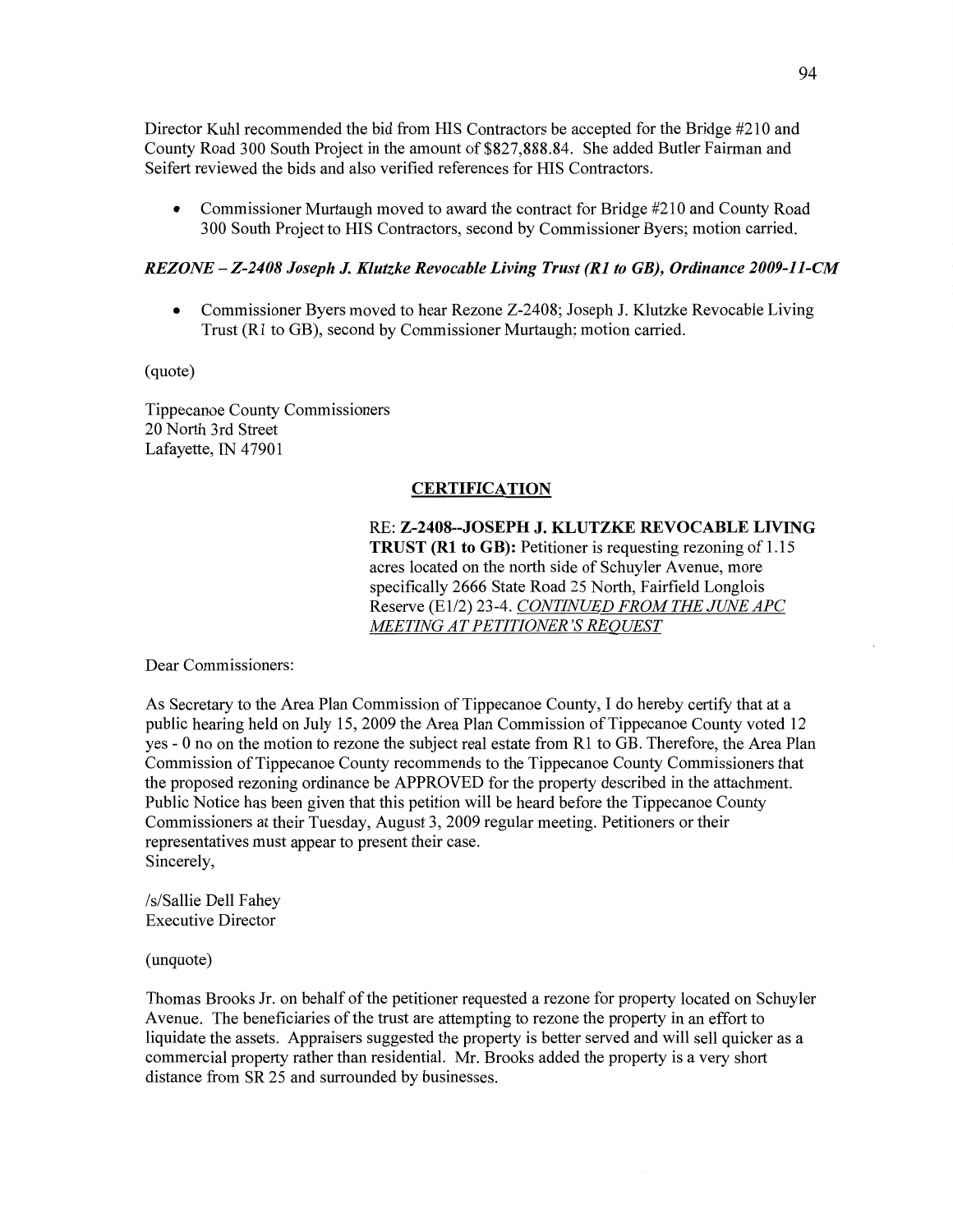Director Kuhl recommended the bid from HIS Contractors be accepted for the Bridge #210 and County Road 300 South Project in the amount of $827,888.84. She added Butler Fairman and Seifert reviewed the bids and also verified references for HIS Contractors.

- Commissioner Murtaugh moved to award the contract for Bridge #210 and County Road 300 South Project to HIS Contractors, second by Commissioner Byers; motion carried.

***REZONE – Z-2408 Joseph J. Klutzke Revocable Living Trust (R1 to GB), Ordinance 2009-11-CM***

- Commissioner Byers moved to hear Rezone Z-2408; Joseph J. Klutzke Revocable Living Trust (R1 to GB), second by Commissioner Murtaugh; motion carried.

(quote)

Tippecanoe County Commissioners
20 North 3rd Street
Lafayette, IN 47901

**CERTIFICATION**

RE: **Z-2408--JOSEPH J. KLUTZKE REVOCABLE LIVING TRUST (R1 to GB):** Petitioner is requesting rezoning of 1.15 acres located on the north side of Schuyler Avenue, more specifically 2666 State Road 25 North, Fairfield Longlois Reserve (E1/2) 23-4. *CONTINUED FROM THE JUNE APC MEETING AT PETITIONER'S REQUEST*

Dear Commissioners:

As Secretary to the Area Plan Commission of Tippecanoe County, I do hereby certify that at a public hearing held on July 15, 2009 the Area Plan Commission of Tippecanoe County voted 12 yes - 0 no on the motion to rezone the subject real estate from R1 to GB. Therefore, the Area Plan Commission of Tippecanoe County recommends to the Tippecanoe County Commissioners that the proposed rezoning ordinance be APPROVED for the property described in the attachment. Public Notice has been given that this petition will be heard before the Tippecanoe County Commissioners at their Tuesday, August 3, 2009 regular meeting. Petitioners or their representatives must appear to present their case.
Sincerely,

/s/Sallie Dell Fahey
Executive Director

(unquote)

Thomas Brooks Jr. on behalf of the petitioner requested a rezone for property located on Schuyler Avenue. The beneficiaries of the trust are attempting to rezone the property in an effort to liquidate the assets. Appraisers suggested the property is better served and will sell quicker as a commercial property rather than residential. Mr. Brooks added the property is a very short distance from SR 25 and surrounded by businesses.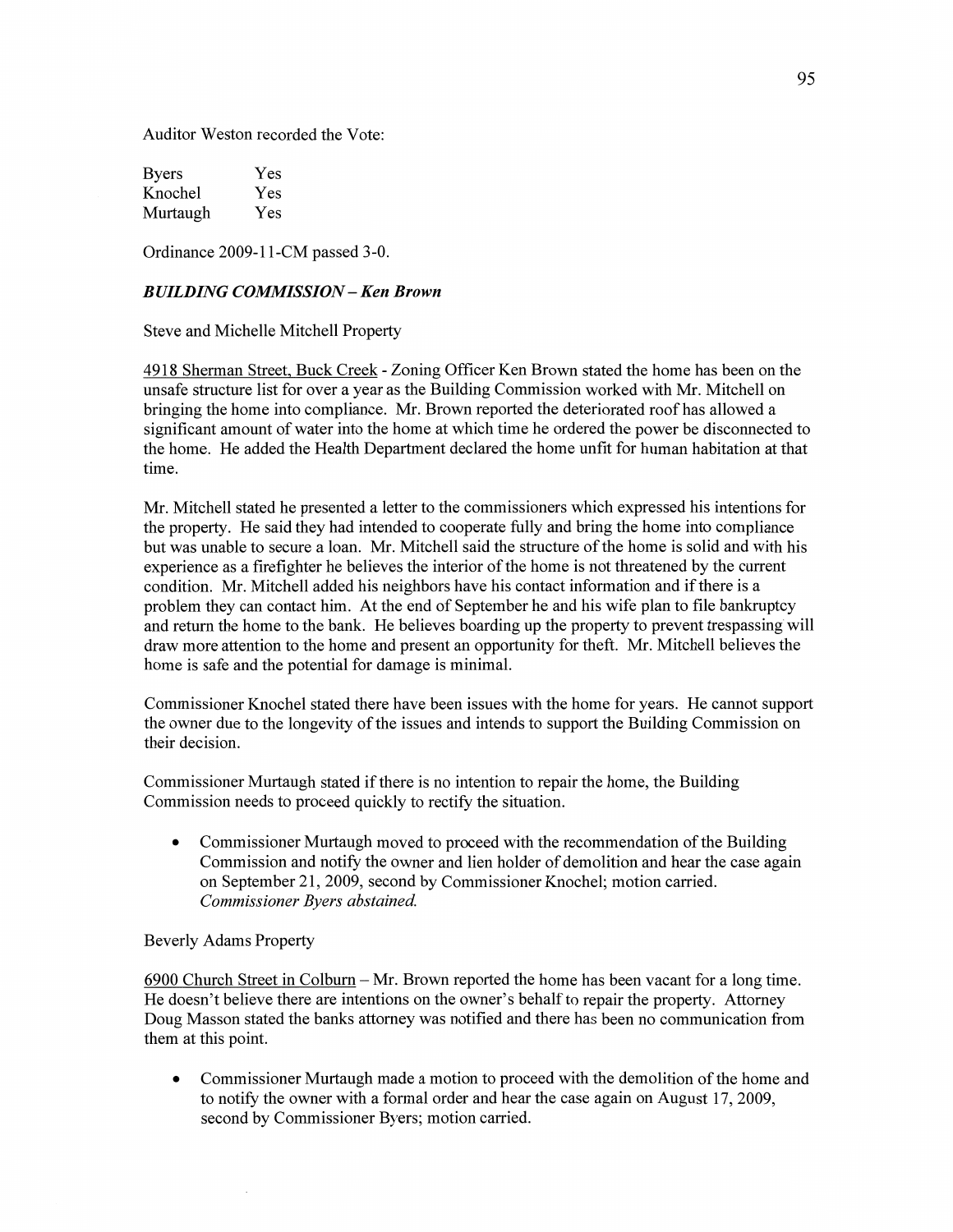Auditor Weston recorded the Vote:

| | |
|---|---|
| Byers | Yes |
| Knochel | Yes |
| Murtaugh | Yes |

Ordinance 2009-11-CM passed 3-0.

***BUILDING COMMISSION – Ken Brown***

Steve and Michelle Mitchell Property

4918 Sherman Street, Buck Creek - Zoning Officer Ken Brown stated the home has been on the unsafe structure list for over a year as the Building Commission worked with Mr. Mitchell on bringing the home into compliance. Mr. Brown reported the deteriorated roof has allowed a significant amount of water into the home at which time he ordered the power be disconnected to the home. He added the Health Department declared the home unfit for human habitation at that time.

Mr. Mitchell stated he presented a letter to the commissioners which expressed his intentions for the property. He said they had intended to cooperate fully and bring the home into compliance but was unable to secure a loan. Mr. Mitchell said the structure of the home is solid and with his experience as a firefighter he believes the interior of the home is not threatened by the current condition. Mr. Mitchell added his neighbors have his contact information and if there is a problem they can contact him. At the end of September he and his wife plan to file bankruptcy and return the home to the bank. He believes boarding up the property to prevent trespassing will draw more attention to the home and present an opportunity for theft. Mr. Mitchell believes the home is safe and the potential for damage is minimal.

Commissioner Knochel stated there have been issues with the home for years. He cannot support the owner due to the longevity of the issues and intends to support the Building Commission on their decision.

Commissioner Murtaugh stated if there is no intention to repair the home, the Building Commission needs to proceed quickly to rectify the situation.

- Commissioner Murtaugh moved to proceed with the recommendation of the Building Commission and notify the owner and lien holder of demolition and hear the case again on September 21, 2009, second by Commissioner Knochel; motion carried. *Commissioner Byers abstained.*

Beverly Adams Property

6900 Church Street in Colburn – Mr. Brown reported the home has been vacant for a long time. He doesn't believe there are intentions on the owner's behalf to repair the property. Attorney Doug Masson stated the banks attorney was notified and there has been no communication from them at this point.

- Commissioner Murtaugh made a motion to proceed with the demolition of the home and to notify the owner with a formal order and hear the case again on August 17, 2009, second by Commissioner Byers; motion carried.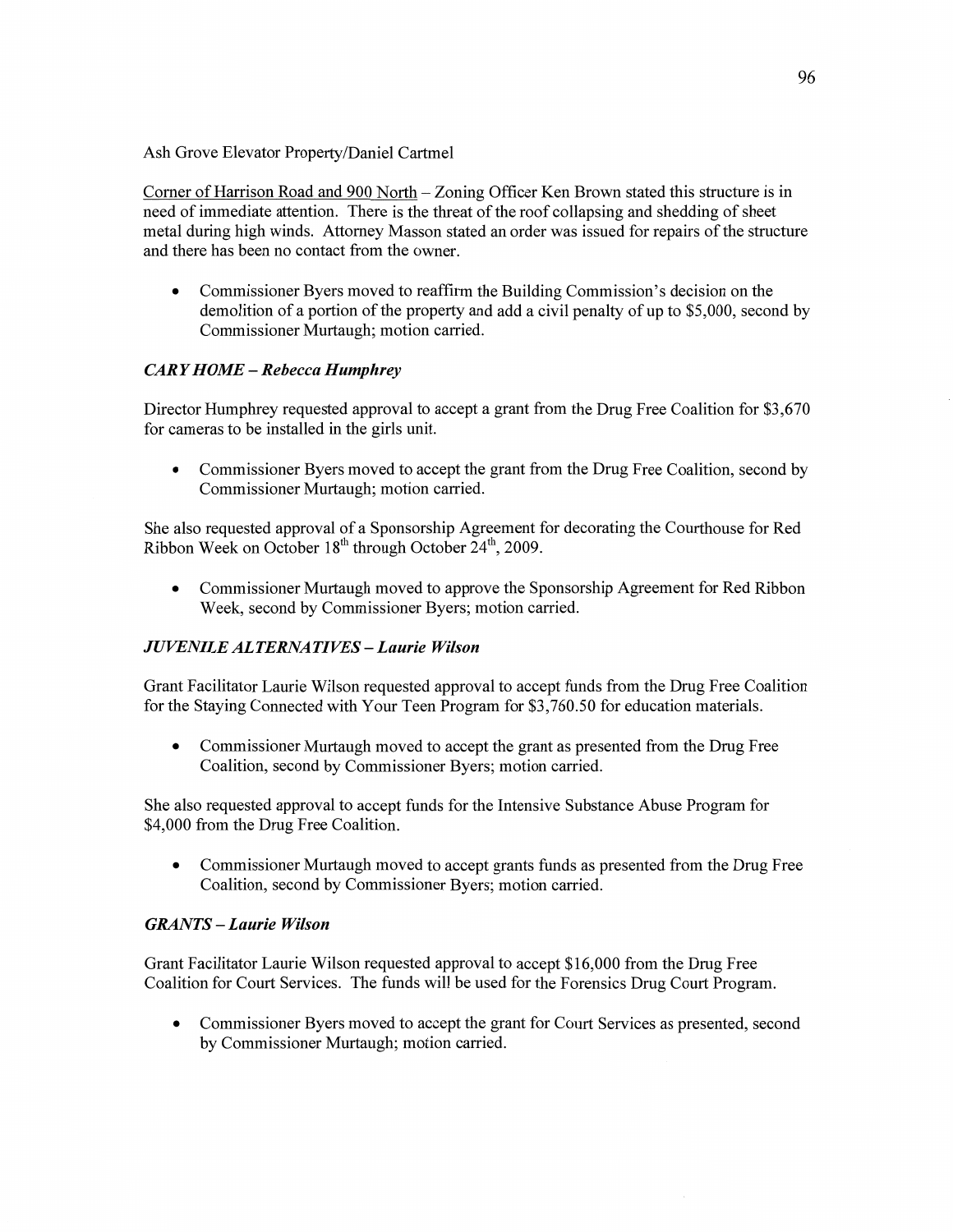Ash Grove Elevator Property/Daniel Cartmel

Corner of Harrison Road and 900 North – Zoning Officer Ken Brown stated this structure is in need of immediate attention. There is the threat of the roof collapsing and shedding of sheet metal during high winds. Attorney Masson stated an order was issued for repairs of the structure and there has been no contact from the owner.

- Commissioner Byers moved to reaffirm the Building Commission's decision on the demolition of a portion of the property and add a civil penalty of up to $5,000, second by Commissioner Murtaugh; motion carried.

### *CARY HOME – Rebecca Humphrey*

Director Humphrey requested approval to accept a grant from the Drug Free Coalition for $3,670 for cameras to be installed in the girls unit.

- Commissioner Byers moved to accept the grant from the Drug Free Coalition, second by Commissioner Murtaugh; motion carried.

She also requested approval of a Sponsorship Agreement for decorating the Courthouse for Red Ribbon Week on October 18th through October 24th, 2009.

- Commissioner Murtaugh moved to approve the Sponsorship Agreement for Red Ribbon Week, second by Commissioner Byers; motion carried.

### *JUVENILE ALTERNATIVES – Laurie Wilson*

Grant Facilitator Laurie Wilson requested approval to accept funds from the Drug Free Coalition for the Staying Connected with Your Teen Program for $3,760.50 for education materials.

- Commissioner Murtaugh moved to accept the grant as presented from the Drug Free Coalition, second by Commissioner Byers; motion carried.

She also requested approval to accept funds for the Intensive Substance Abuse Program for $4,000 from the Drug Free Coalition.

- Commissioner Murtaugh moved to accept grants funds as presented from the Drug Free Coalition, second by Commissioner Byers; motion carried.

### *GRANTS – Laurie Wilson*

Grant Facilitator Laurie Wilson requested approval to accept $16,000 from the Drug Free Coalition for Court Services. The funds will be used for the Forensics Drug Court Program.

- Commissioner Byers moved to accept the grant for Court Services as presented, second by Commissioner Murtaugh; motion carried.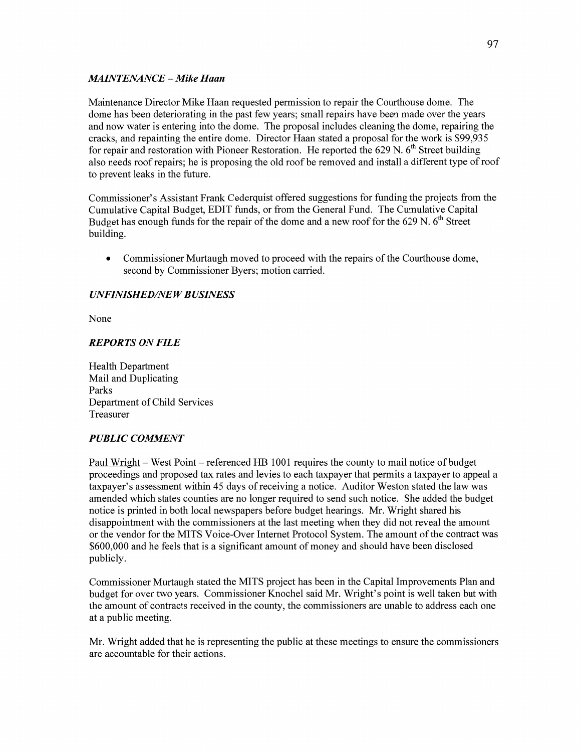### *MAINTENANCE – Mike Haan*

Maintenance Director Mike Haan requested permission to repair the Courthouse dome. The dome has been deteriorating in the past few years; small repairs have been made over the years and now water is entering into the dome. The proposal includes cleaning the dome, repairing the cracks, and repainting the entire dome. Director Haan stated a proposal for the work is $99,935 for repair and restoration with Pioneer Restoration. He reported the 629 N. 6th Street building also needs roof repairs; he is proposing the old roof be removed and install a different type of roof to prevent leaks in the future.

Commissioner's Assistant Frank Cederquist offered suggestions for funding the projects from the Cumulative Capital Budget, EDIT funds, or from the General Fund. The Cumulative Capital Budget has enough funds for the repair of the dome and a new roof for the 629 N. 6th Street building.

- Commissioner Murtaugh moved to proceed with the repairs of the Courthouse dome, second by Commissioner Byers; motion carried.

### *UNFINISHED/NEW BUSINESS*

None

### *REPORTS ON FILE*

Health Department
Mail and Duplicating
Parks
Department of Child Services
Treasurer

### *PUBLIC COMMENT*

Paul Wright – West Point – referenced HB 1001 requires the county to mail notice of budget proceedings and proposed tax rates and levies to each taxpayer that permits a taxpayer to appeal a taxpayer's assessment within 45 days of receiving a notice. Auditor Weston stated the law was amended which states counties are no longer required to send such notice. She added the budget notice is printed in both local newspapers before budget hearings. Mr. Wright shared his disappointment with the commissioners at the last meeting when they did not reveal the amount or the vendor for the MITS Voice-Over Internet Protocol System. The amount of the contract was $600,000 and he feels that is a significant amount of money and should have been disclosed publicly.

Commissioner Murtaugh stated the MITS project has been in the Capital Improvements Plan and budget for over two years. Commissioner Knochel said Mr. Wright's point is well taken but with the amount of contracts received in the county, the commissioners are unable to address each one at a public meeting.

Mr. Wright added that he is representing the public at these meetings to ensure the commissioners are accountable for their actions.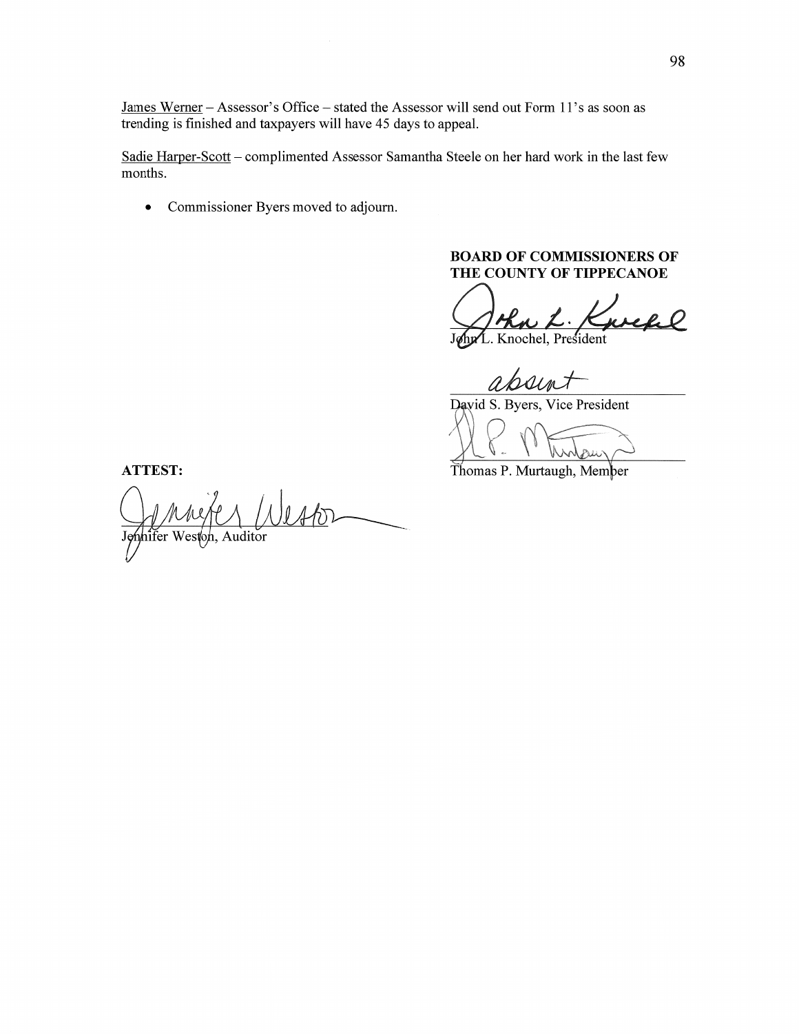<u>James Werner</u> – Assessor's Office – stated the Assessor will send out Form 11's as soon as trending is finished and taxpayers will have 45 days to appeal.

<u>Sadie Harper-Scott</u> – complimented Assessor Samantha Steele on her hard work in the last few months.

- Commissioner Byers moved to adjourn.

**BOARD OF COMMISSIONERS OF THE COUNTY OF TIPPECANOE**

John L. Knochel, President

absent

David S. Byers, Vice President

Thomas P. Murtaugh, Member

**ATTEST:**

Jennifer Weston, Auditor